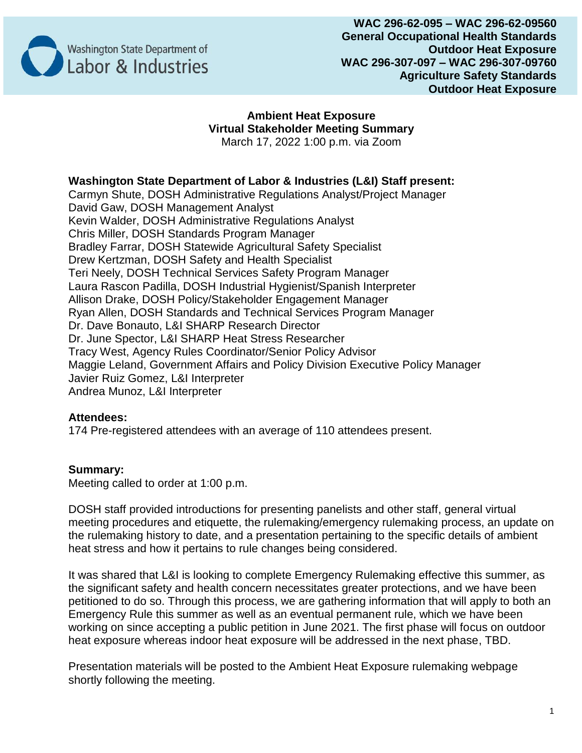Washington State Department of Labor & Industries

**WAC 296-62-095 – WAC 296-62-09560**
**General Occupational Health Standards**
**Outdoor Heat Exposure**
**WAC 296-307-097 – WAC 296-307-09760**
**Agriculture Safety Standards**
**Outdoor Heat Exposure**

# Ambient Heat Exposure
## Virtual Stakeholder Meeting Summary
March 17, 2022 1:00 p.m. via Zoom

**Washington State Department of Labor & Industries (L&I) Staff present:**
Carmyn Shute, DOSH Administrative Regulations Analyst/Project Manager
David Gaw, DOSH Management Analyst
Kevin Walder, DOSH Administrative Regulations Analyst
Chris Miller, DOSH Standards Program Manager
Bradley Farrar, DOSH Statewide Agricultural Safety Specialist
Drew Kertzman, DOSH Safety and Health Specialist
Teri Neely, DOSH Technical Services Safety Program Manager
Laura Rascon Padilla, DOSH Industrial Hygienist/Spanish Interpreter
Allison Drake, DOSH Policy/Stakeholder Engagement Manager
Ryan Allen, DOSH Standards and Technical Services Program Manager
Dr. Dave Bonauto, L&I SHARP Research Director
Dr. June Spector, L&I SHARP Heat Stress Researcher
Tracy West, Agency Rules Coordinator/Senior Policy Advisor
Maggie Leland, Government Affairs and Policy Division Executive Policy Manager
Javier Ruiz Gomez, L&I Interpreter
Andrea Munoz, L&I Interpreter

**Attendees:**
174 Pre-registered attendees with an average of 110 attendees present.

**Summary:**
Meeting called to order at 1:00 p.m.

DOSH staff provided introductions for presenting panelists and other staff, general virtual meeting procedures and etiquette, the rulemaking/emergency rulemaking process, an update on the rulemaking history to date, and a presentation pertaining to the specific details of ambient heat stress and how it pertains to rule changes being considered.

It was shared that L&I is looking to complete Emergency Rulemaking effective this summer, as the significant safety and health concern necessitates greater protections, and we have been petitioned to do so. Through this process, we are gathering information that will apply to both an Emergency Rule this summer as well as an eventual permanent rule, which we have been working on since accepting a public petition in June 2021. The first phase will focus on outdoor heat exposure whereas indoor heat exposure will be addressed in the next phase, TBD.

Presentation materials will be posted to the Ambient Heat Exposure rulemaking webpage shortly following the meeting.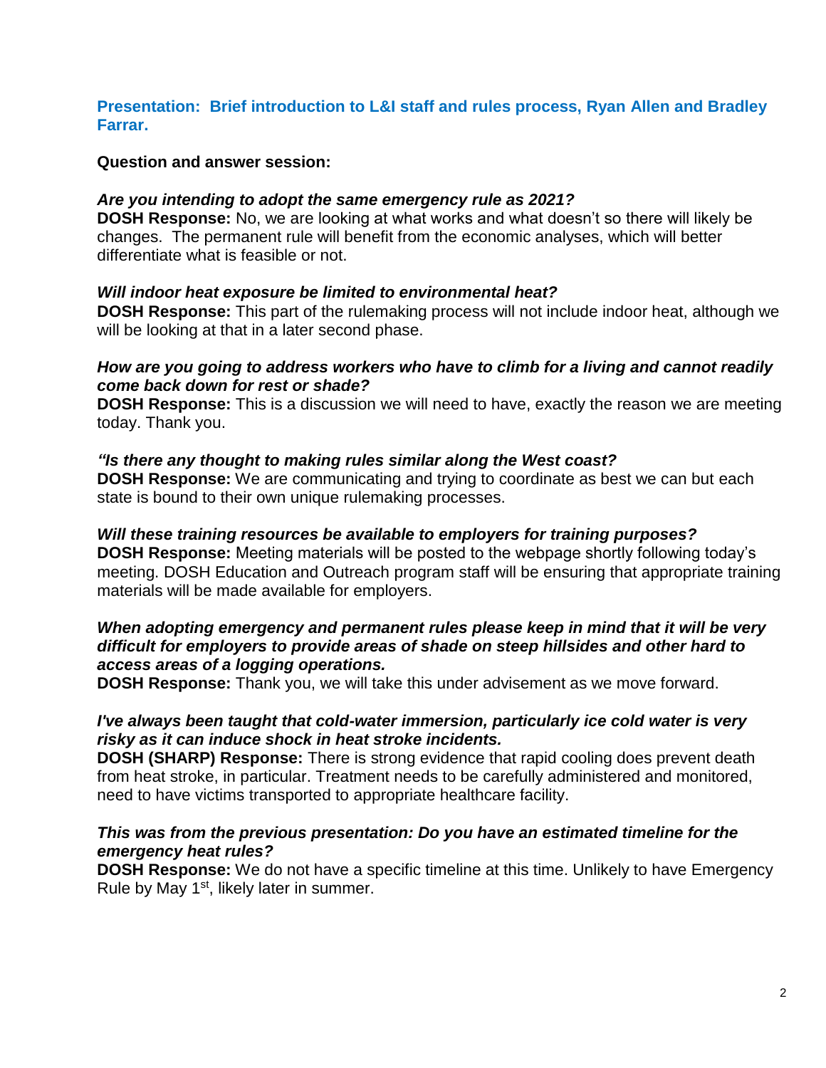## Presentation: Brief introduction to L&I staff and rules process, Ryan Allen and Bradley Farrar.

**Question and answer session:**

***Are you intending to adopt the same emergency rule as 2021?***
**DOSH Response:** No, we are looking at what works and what doesn't so there will likely be changes. The permanent rule will benefit from the economic analyses, which will better differentiate what is feasible or not.

***Will indoor heat exposure be limited to environmental heat?***
**DOSH Response:** This part of the rulemaking process will not include indoor heat, although we will be looking at that in a later second phase.

***How are you going to address workers who have to climb for a living and cannot readily come back down for rest or shade?***
**DOSH Response:** This is a discussion we will need to have, exactly the reason we are meeting today. Thank you.

***"Is there any thought to making rules similar along the West coast?***
**DOSH Response:** We are communicating and trying to coordinate as best we can but each state is bound to their own unique rulemaking processes.

***Will these training resources be available to employers for training purposes?***
**DOSH Response:** Meeting materials will be posted to the webpage shortly following today's meeting. DOSH Education and Outreach program staff will be ensuring that appropriate training materials will be made available for employers.

***When adopting emergency and permanent rules please keep in mind that it will be very difficult for employers to provide areas of shade on steep hillsides and other hard to access areas of a logging operations.***
**DOSH Response:** Thank you, we will take this under advisement as we move forward.

***I've always been taught that cold-water immersion, particularly ice cold water is very risky as it can induce shock in heat stroke incidents.***
**DOSH (SHARP) Response:** There is strong evidence that rapid cooling does prevent death from heat stroke, in particular. Treatment needs to be carefully administered and monitored, need to have victims transported to appropriate healthcare facility.

***This was from the previous presentation: Do you have an estimated timeline for the emergency heat rules?***
**DOSH Response:** We do not have a specific timeline at this time. Unlikely to have Emergency Rule by May 1st, likely later in summer.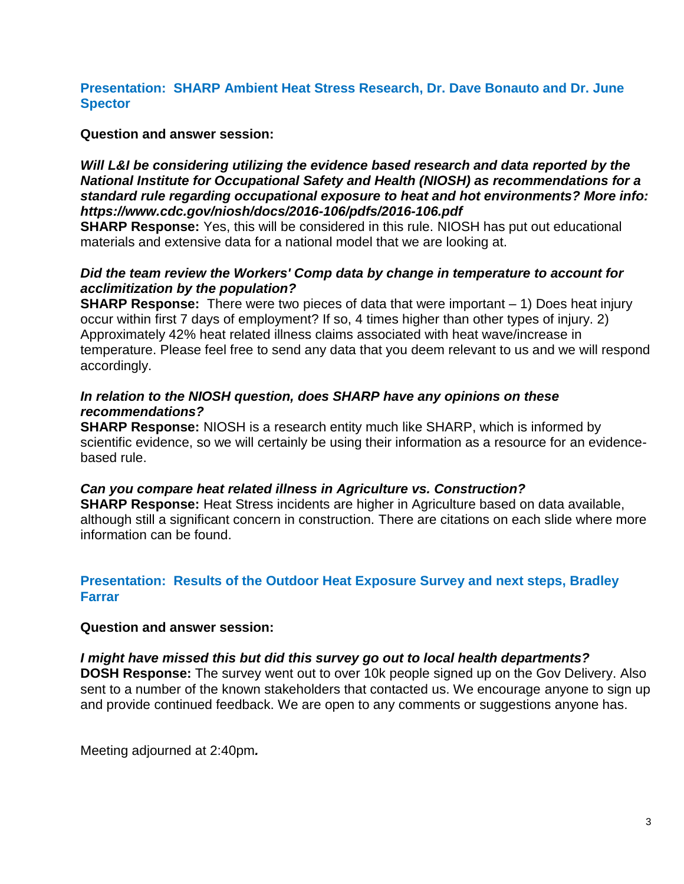## Presentation: SHARP Ambient Heat Stress Research, Dr. Dave Bonauto and Dr. June Spector

**Question and answer session:**

***Will L&I be considering utilizing the evidence based research and data reported by the National Institute for Occupational Safety and Health (NIOSH) as recommendations for a standard rule regarding occupational exposure to heat and hot environments? More info: https://www.cdc.gov/niosh/docs/2016-106/pdfs/2016-106.pdf***

**SHARP Response:** Yes, this will be considered in this rule. NIOSH has put out educational materials and extensive data for a national model that we are looking at.

***Did the team review the Workers' Comp data by change in temperature to account for acclimitization by the population?***

**SHARP Response:** There were two pieces of data that were important – 1) Does heat injury occur within first 7 days of employment? If so, 4 times higher than other types of injury. 2) Approximately 42% heat related illness claims associated with heat wave/increase in temperature. Please feel free to send any data that you deem relevant to us and we will respond accordingly.

***In relation to the NIOSH question, does SHARP have any opinions on these recommendations?***

**SHARP Response:** NIOSH is a research entity much like SHARP, which is informed by scientific evidence, so we will certainly be using their information as a resource for an evidence-based rule.

***Can you compare heat related illness in Agriculture vs. Construction?***

**SHARP Response:** Heat Stress incidents are higher in Agriculture based on data available, although still a significant concern in construction. There are citations on each slide where more information can be found.

## Presentation: Results of the Outdoor Heat Exposure Survey and next steps, Bradley Farrar

**Question and answer session:**

***I might have missed this but did this survey go out to local health departments?***

**DOSH Response:** The survey went out to over 10k people signed up on the Gov Delivery. Also sent to a number of the known stakeholders that contacted us. We encourage anyone to sign up and provide continued feedback. We are open to any comments or suggestions anyone has.

Meeting adjourned at 2:40pm.